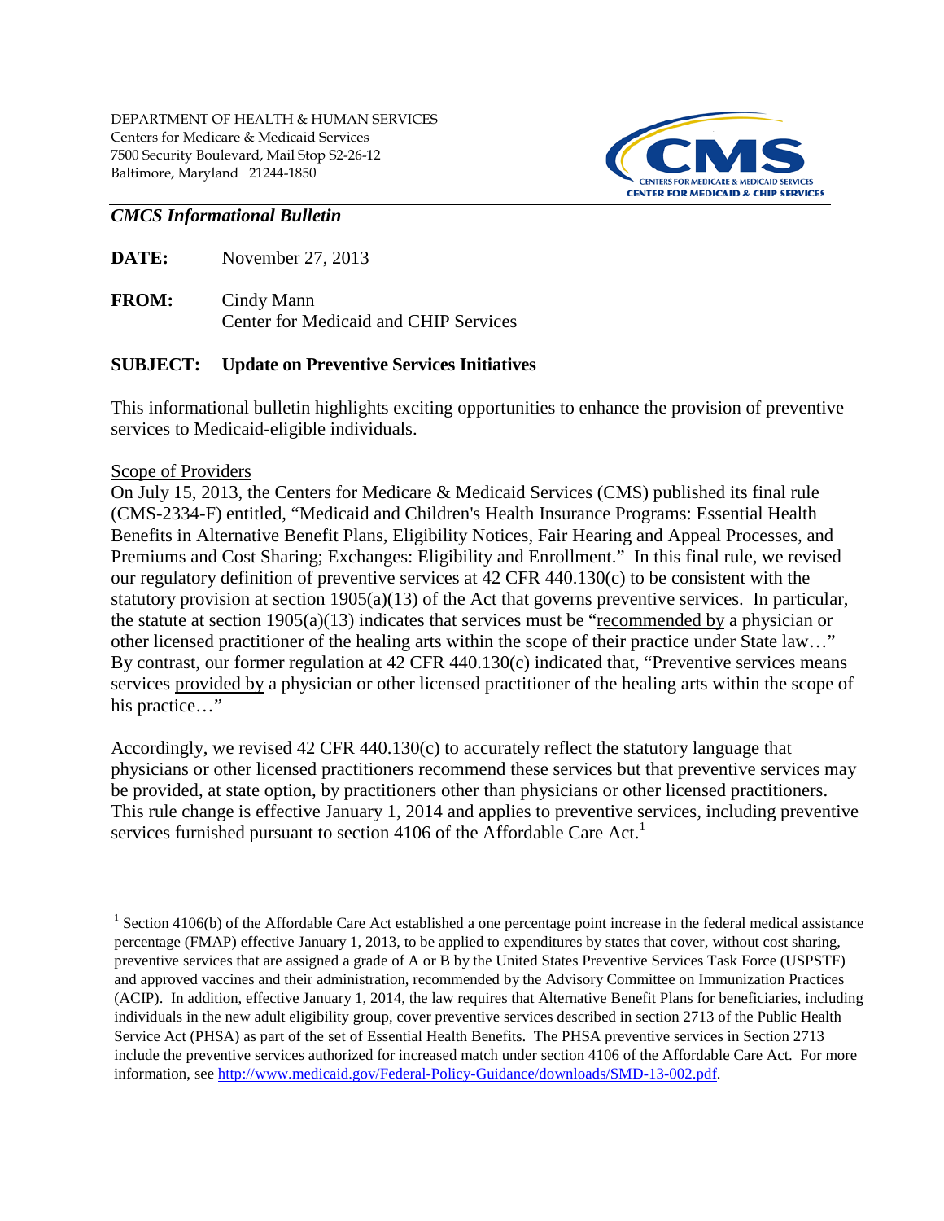DEPARTMENT OF HEALTH & HUMAN SERVICES
Centers for Medicare & Medicaid Services
7500 Security Boulevard, Mail Stop S2-26-12
Baltimore, Maryland 21244-1850

CMS — CENTERS FOR MEDICARE & MEDICAID SERVICES — CENTER FOR MEDICAID & CHIP SERVICES

***CMCS Informational Bulletin***

**DATE:** November 27, 2013

**FROM:** Cindy Mann
Center for Medicaid and CHIP Services

**SUBJECT: Update on Preventive Services Initiatives**

This informational bulletin highlights exciting opportunities to enhance the provision of preventive services to Medicaid-eligible individuals.

Scope of Providers

On July 15, 2013, the Centers for Medicare & Medicaid Services (CMS) published its final rule (CMS-2334-F) entitled, "Medicaid and Children's Health Insurance Programs: Essential Health Benefits in Alternative Benefit Plans, Eligibility Notices, Fair Hearing and Appeal Processes, and Premiums and Cost Sharing; Exchanges: Eligibility and Enrollment." In this final rule, we revised our regulatory definition of preventive services at 42 CFR 440.130(c) to be consistent with the statutory provision at section 1905(a)(13) of the Act that governs preventive services. In particular, the statute at section 1905(a)(13) indicates that services must be "recommended by a physician or other licensed practitioner of the healing arts within the scope of their practice under State law…" By contrast, our former regulation at 42 CFR 440.130(c) indicated that, "Preventive services means services provided by a physician or other licensed practitioner of the healing arts within the scope of his practice…"

Accordingly, we revised 42 CFR 440.130(c) to accurately reflect the statutory language that physicians or other licensed practitioners recommend these services but that preventive services may be provided, at state option, by practitioners other than physicians or other licensed practitioners. This rule change is effective January 1, 2014 and applies to preventive services, including preventive services furnished pursuant to section 4106 of the Affordable Care Act.[1]

---

[1] Section 4106(b) of the Affordable Care Act established a one percentage point increase in the federal medical assistance percentage (FMAP) effective January 1, 2013, to be applied to expenditures by states that cover, without cost sharing, preventive services that are assigned a grade of A or B by the United States Preventive Services Task Force (USPSTF) and approved vaccines and their administration, recommended by the Advisory Committee on Immunization Practices (ACIP). In addition, effective January 1, 2014, the law requires that Alternative Benefit Plans for beneficiaries, including individuals in the new adult eligibility group, cover preventive services described in section 2713 of the Public Health Service Act (PHSA) as part of the set of Essential Health Benefits. The PHSA preventive services in Section 2713 include the preventive services authorized for increased match under section 4106 of the Affordable Care Act. For more information, see http://www.medicaid.gov/Federal-Policy-Guidance/downloads/SMD-13-002.pdf.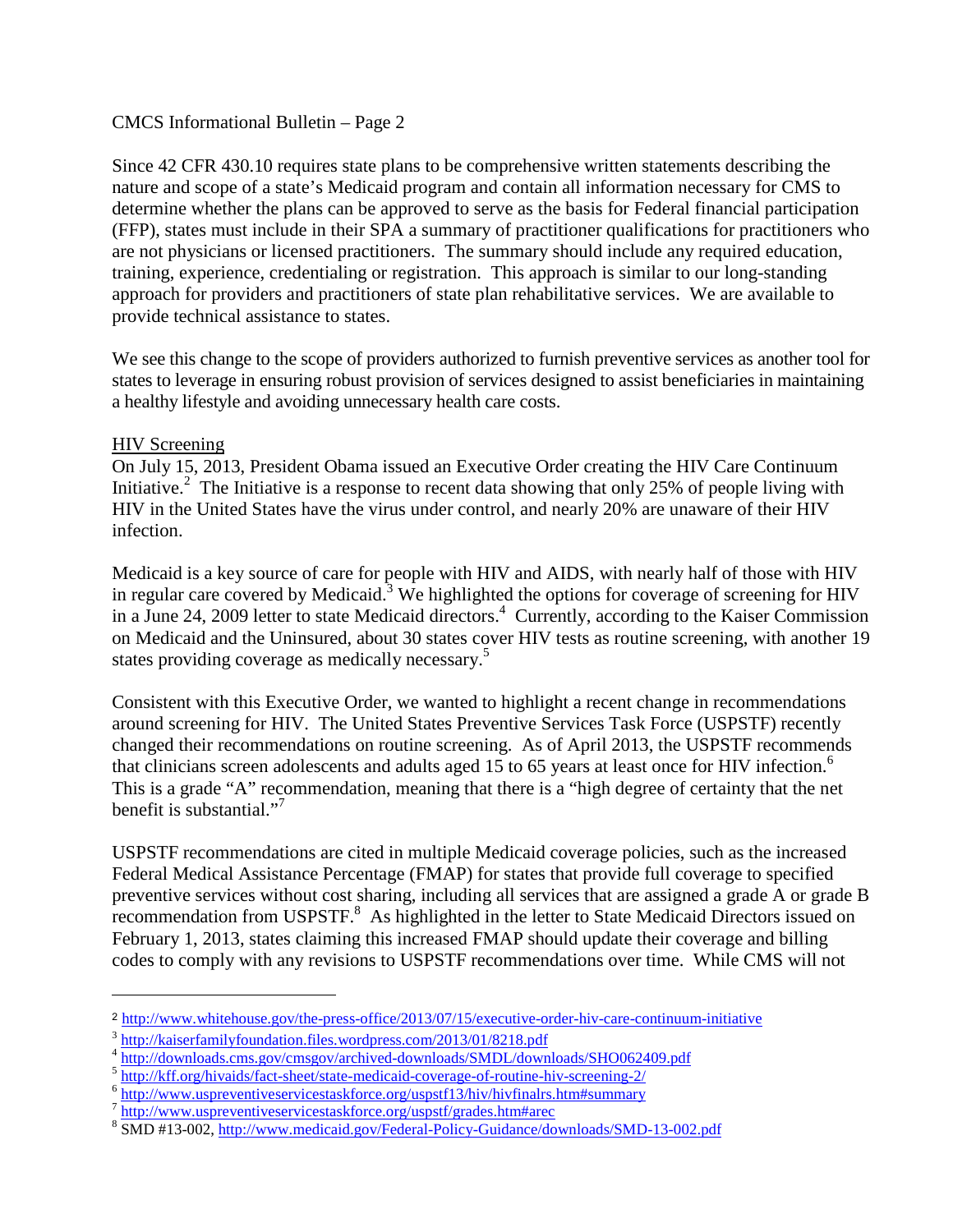Since 42 CFR 430.10 requires state plans to be comprehensive written statements describing the nature and scope of a state's Medicaid program and contain all information necessary for CMS to determine whether the plans can be approved to serve as the basis for Federal financial participation (FFP), states must include in their SPA a summary of practitioner qualifications for practitioners who are not physicians or licensed practitioners. The summary should include any required education, training, experience, credentialing or registration. This approach is similar to our long-standing approach for providers and practitioners of state plan rehabilitative services. We are available to provide technical assistance to states.

We see this change to the scope of providers authorized to furnish preventive services as another tool for states to leverage in ensuring robust provision of services designed to assist beneficiaries in maintaining a healthy lifestyle and avoiding unnecessary health care costs.

HIV Screening

On July 15, 2013, President Obama issued an Executive Order creating the HIV Care Continuum Initiative.[2] The Initiative is a response to recent data showing that only 25% of people living with HIV in the United States have the virus under control, and nearly 20% are unaware of their HIV infection.

Medicaid is a key source of care for people with HIV and AIDS, with nearly half of those with HIV in regular care covered by Medicaid.[3] We highlighted the options for coverage of screening for HIV in a June 24, 2009 letter to state Medicaid directors.[4] Currently, according to the Kaiser Commission on Medicaid and the Uninsured, about 30 states cover HIV tests as routine screening, with another 19 states providing coverage as medically necessary.[5]

Consistent with this Executive Order, we wanted to highlight a recent change in recommendations around screening for HIV. The United States Preventive Services Task Force (USPSTF) recently changed their recommendations on routine screening. As of April 2013, the USPSTF recommends that clinicians screen adolescents and adults aged 15 to 65 years at least once for HIV infection.[6] This is a grade "A" recommendation, meaning that there is a "high degree of certainty that the net benefit is substantial."[7]

USPSTF recommendations are cited in multiple Medicaid coverage policies, such as the increased Federal Medical Assistance Percentage (FMAP) for states that provide full coverage to specified preventive services without cost sharing, including all services that are assigned a grade A or grade B recommendation from USPSTF.[8] As highlighted in the letter to State Medicaid Directors issued on February 1, 2013, states claiming this increased FMAP should update their coverage and billing codes to comply with any revisions to USPSTF recommendations over time. While CMS will not

---

[2] http://www.whitehouse.gov/the-press-office/2013/07/15/executive-order-hiv-care-continuum-initiative

[3] http://kaiserfamilyfoundation.files.wordpress.com/2013/01/8218.pdf

[4] http://downloads.cms.gov/cmsgov/archived-downloads/SMDL/downloads/SHO062409.pdf

[5] http://kff.org/hivaids/fact-sheet/state-medicaid-coverage-of-routine-hiv-screening-2/

[6] http://www.uspreventiveservicestaskforce.org/uspstf13/hiv/hivfinalrs.htm#summary

[7] http://www.uspreventiveservicestaskforce.org/uspstf/grades.htm#arec

[8] SMD #13-002, http://www.medicaid.gov/Federal-Policy-Guidance/downloads/SMD-13-002.pdf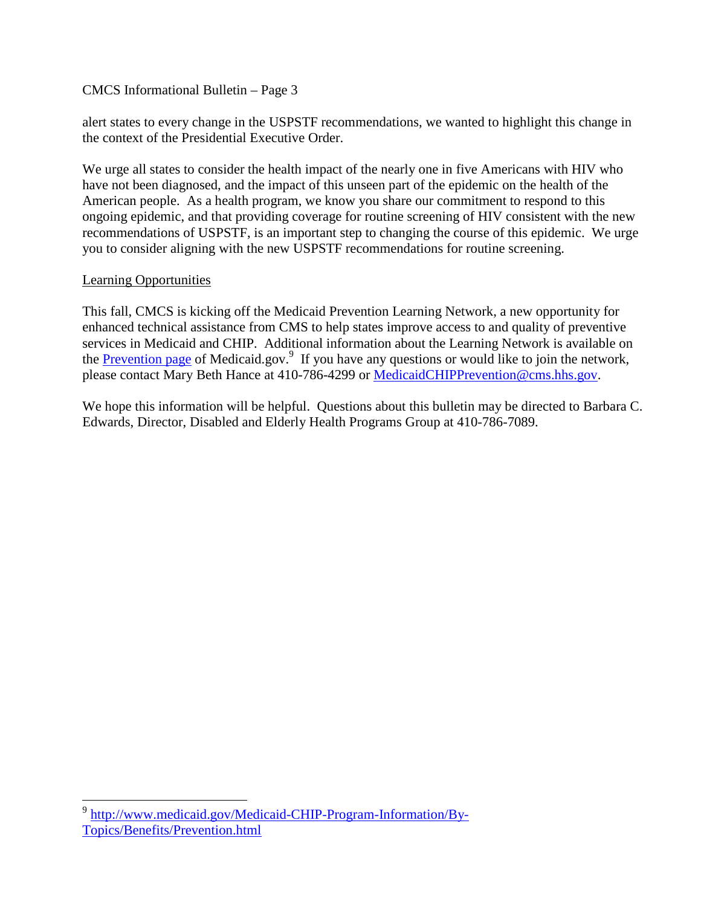alert states to every change in the USPSTF recommendations, we wanted to highlight this change in the context of the Presidential Executive Order.

We urge all states to consider the health impact of the nearly one in five Americans with HIV who have not been diagnosed, and the impact of this unseen part of the epidemic on the health of the American people. As a health program, we know you share our commitment to respond to this ongoing epidemic, and that providing coverage for routine screening of HIV consistent with the new recommendations of USPSTF, is an important step to changing the course of this epidemic. We urge you to consider aligning with the new USPSTF recommendations for routine screening.

## Learning Opportunities

This fall, CMCS is kicking off the Medicaid Prevention Learning Network, a new opportunity for enhanced technical assistance from CMS to help states improve access to and quality of preventive services in Medicaid and CHIP. Additional information about the Learning Network is available on the [Prevention page](http://www.medicaid.gov/Medicaid-CHIP-Program-Information/By-Topics/Benefits/Prevention.html) of Medicaid.gov.[9] If you have any questions or would like to join the network, please contact Mary Beth Hance at 410-786-4299 or MedicaidCHIPPrevention@cms.hhs.gov.

We hope this information will be helpful. Questions about this bulletin may be directed to Barbara C. Edwards, Director, Disabled and Elderly Health Programs Group at 410-786-7089.

---

[9] http://www.medicaid.gov/Medicaid-CHIP-Program-Information/By-Topics/Benefits/Prevention.html